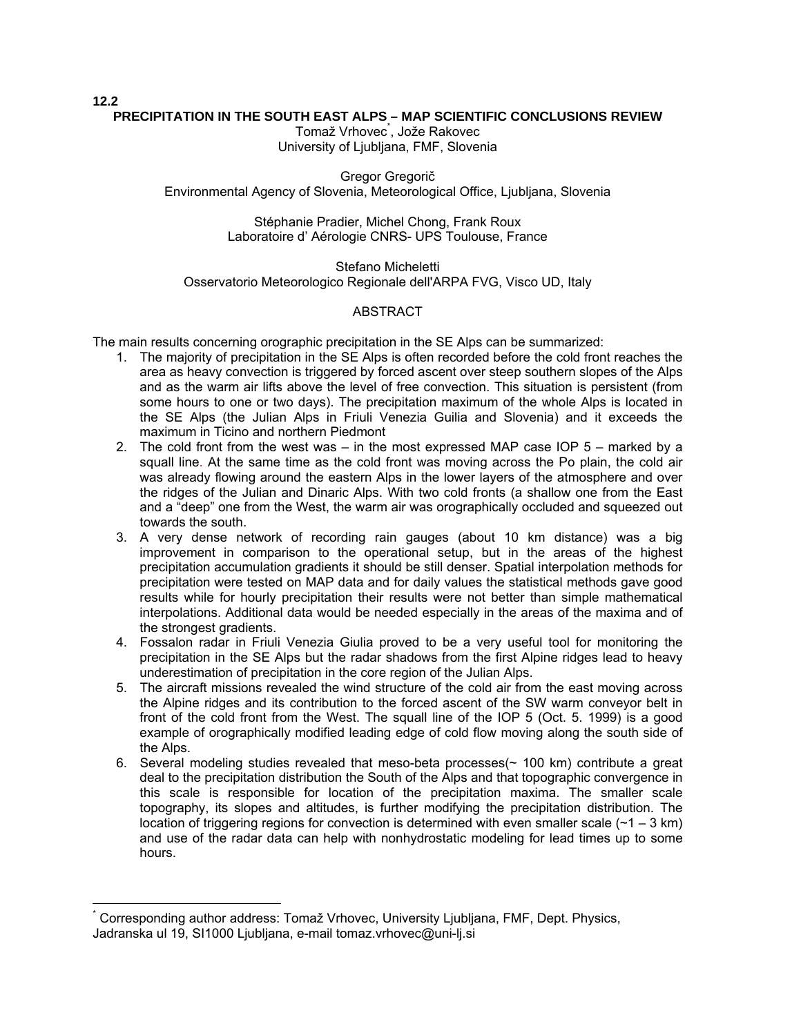12.2

# PRECIPITATION IN THE SOUTH EAST ALPS – MAP SCIENTIFIC CONCLUSIONS REVIEW

Tomaž Vrhovec[*], Jože Rakovec
University of Ljubljana, FMF, Slovenia

Gregor Gregorič
Environmental Agency of Slovenia, Meteorological Office, Ljubljana, Slovenia

Stéphanie Pradier, Michel Chong, Frank Roux
Laboratoire d' Aérologie CNRS- UPS Toulouse, France

Stefano Micheletti
Osservatorio Meteorologico Regionale dell'ARPA FVG, Visco UD, Italy

## ABSTRACT

The main results concerning orographic precipitation in the SE Alps can be summarized:

1. The majority of precipitation in the SE Alps is often recorded before the cold front reaches the area as heavy convection is triggered by forced ascent over steep southern slopes of the Alps and as the warm air lifts above the level of free convection. This situation is persistent (from some hours to one or two days). The precipitation maximum of the whole Alps is located in the SE Alps (the Julian Alps in Friuli Venezia Guilia and Slovenia) and it exceeds the maximum in Ticino and northern Piedmont
2. The cold front from the west was – in the most expressed MAP case IOP 5 – marked by a squall line. At the same time as the cold front was moving across the Po plain, the cold air was already flowing around the eastern Alps in the lower layers of the atmosphere and over the ridges of the Julian and Dinaric Alps. With two cold fronts (a shallow one from the East and a "deep" one from the West, the warm air was orographically occluded and squeezed out towards the south.
3. A very dense network of recording rain gauges (about 10 km distance) was a big improvement in comparison to the operational setup, but in the areas of the highest precipitation accumulation gradients it should be still denser. Spatial interpolation methods for precipitation were tested on MAP data and for daily values the statistical methods gave good results while for hourly precipitation their results were not better than simple mathematical interpolations. Additional data would be needed especially in the areas of the maxima and of the strongest gradients.
4. Fossalon radar in Friuli Venezia Giulia proved to be a very useful tool for monitoring the precipitation in the SE Alps but the radar shadows from the first Alpine ridges lead to heavy underestimation of precipitation in the core region of the Julian Alps.
5. The aircraft missions revealed the wind structure of the cold air from the east moving across the Alpine ridges and its contribution to the forced ascent of the SW warm conveyor belt in front of the cold front from the West. The squall line of the IOP 5 (Oct. 5. 1999) is a good example of orographically modified leading edge of cold flow moving along the south side of the Alps.
6. Several modeling studies revealed that meso-beta processes(~ 100 km) contribute a great deal to the precipitation distribution the South of the Alps and that topographic convergence in this scale is responsible for location of the precipitation maxima. The smaller scale topography, its slopes and altitudes, is further modifying the precipitation distribution. The location of triggering regions for convection is determined with even smaller scale (~1 – 3 km) and use of the radar data can help with nonhydrostatic modeling for lead times up to some hours.

---

[*] Corresponding author address: Tomaž Vrhovec, University Ljubljana, FMF, Dept. Physics, Jadranska ul 19, SI1000 Ljubljana, e-mail tomaz.vrhovec@uni-lj.si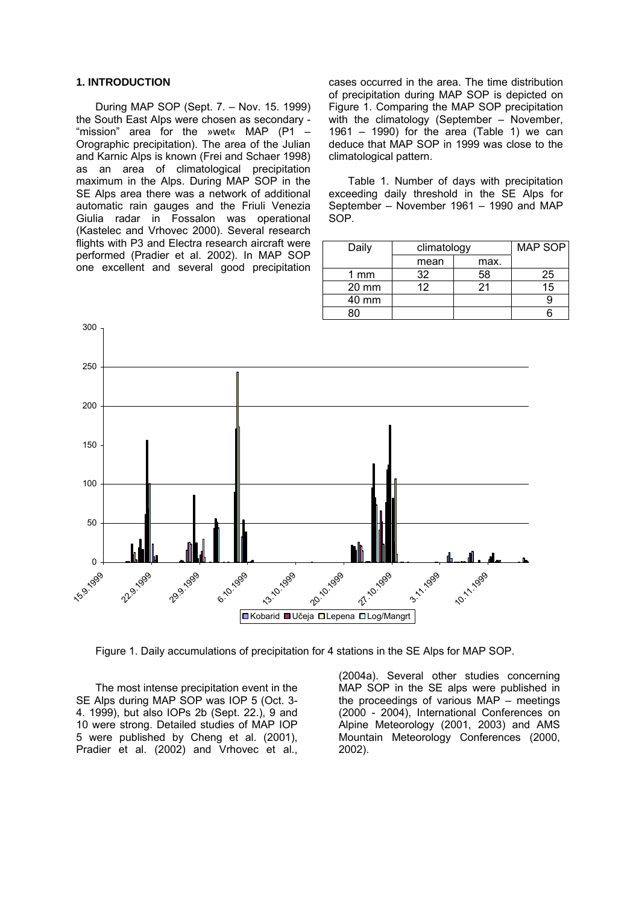## 1. INTRODUCTION

During MAP SOP (Sept. 7. – Nov. 15. 1999) the South East Alps were chosen as secondary - "mission" area for the »wet« MAP (P1 – Orographic precipitation). The area of the Julian and Karnic Alps is known (Frei and Schaer 1998) as an area of climatological precipitation maximum in the Alps. During MAP SOP in the SE Alps area there was a network of additional automatic rain gauges and the Friuli Venezia Giulia radar in Fossalon was operational (Kastelec and Vrhovec 2000). Several research flights with P3 and Electra research aircraft were performed (Pradier et al. 2002). In MAP SOP one excellent and several good precipitation cases occurred in the area. The time distribution of precipitation during MAP SOP is depicted on Figure 1. Comparing the MAP SOP precipitation with the climatology (September – November, 1961 – 1990) for the area (Table 1) we can deduce that MAP SOP in 1999 was close to the climatological pattern.

Table 1. Number of days with precipitation exceeding daily threshold in the SE Alps for September – November 1961 – 1990 and MAP SOP.

| Daily | climatology | | MAP SOP |
|---|---|---|---|
| | mean | max. | |
| 1 mm | 32 | 58 | 25 |
| 20 mm | 12 | 21 | 15 |
| 40 mm | | | 9 |
| 80 | | | 6 |

Figure 1. Daily accumulations of precipitation for 4 stations in the SE Alps for MAP SOP.

The most intense precipitation event in the SE Alps during MAP SOP was IOP 5 (Oct. 3-4. 1999), but also IOPs 2b (Sept. 22.), 9 and 10 were strong. Detailed studies of MAP IOP 5 were published by Cheng et al. (2001), Pradier et al. (2002) and Vrhovec et al., (2004a). Several other studies concerning MAP SOP in the SE alps were published in the proceedings of various MAP – meetings (2000 - 2004), International Conferences on Alpine Meteorology (2001, 2003) and AMS Mountain Meteorology Conferences (2000, 2002).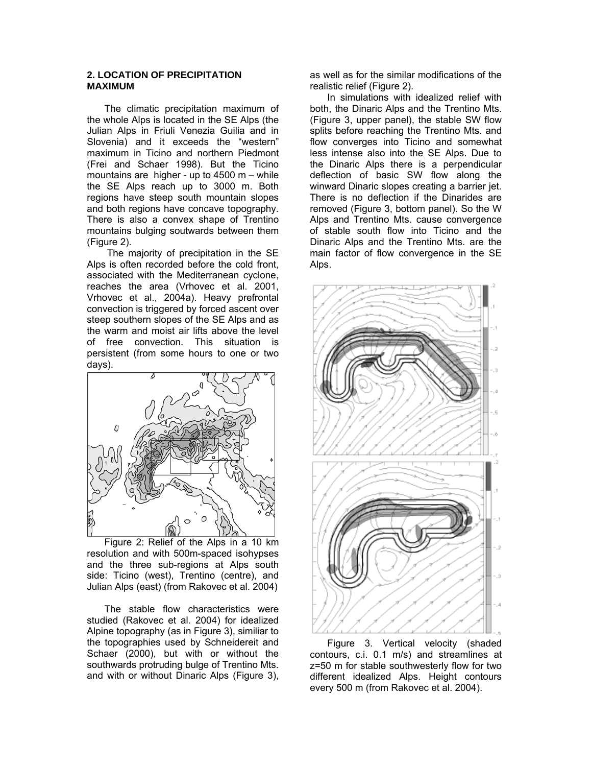## 2. LOCATION OF PRECIPITATION MAXIMUM

The climatic precipitation maximum of the whole Alps is located in the SE Alps (the Julian Alps in Friuli Venezia Guilia and in Slovenia) and it exceeds the "western" maximum in Ticino and northern Piedmont (Frei and Schaer 1998). But the Ticino mountains are higher - up to 4500 m – while the SE Alps reach up to 3000 m. Both regions have steep south mountain slopes and both regions have concave topography. There is also a convex shape of Trentino mountains bulging soutwards between them (Figure 2).

The majority of precipitation in the SE Alps is often recorded before the cold front, associated with the Mediterranean cyclone, reaches the area (Vrhovec et al. 2001, Vrhovec et al., 2004a). Heavy prefrontal convection is triggered by forced ascent over steep southern slopes of the SE Alps and as the warm and moist air lifts above the level of free convection. This situation is persistent (from some hours to one or two days).

Figure 2: Relief of the Alps in a 10 km resolution and with 500m-spaced isohypses and the three sub-regions at Alps south side: Ticino (west), Trentino (centre), and Julian Alps (east) (from Rakovec et al. 2004)

The stable flow characteristics were studied (Rakovec et al. 2004) for idealized Alpine topography (as in Figure 3), similiar to the topographies used by Schneidereit and Schaer (2000), but with or without the southwards protruding bulge of Trentino Mts. and with or without Dinaric Alps (Figure 3), as well as for the similar modifications of the realistic relief (Figure 2).

In simulations with idealized relief with both, the Dinaric Alps and the Trentino Mts. (Figure 3, upper panel), the stable SW flow splits before reaching the Trentino Mts. and flow converges into Ticino and somewhat less intense also into the SE Alps. Due to the Dinaric Alps there is a perpendicular deflection of basic SW flow along the winward Dinaric slopes creating a barrier jet. There is no deflection if the Dinarides are removed (Figure 3, bottom panel). So the W Alps and Trentino Mts. cause convergence of stable south flow into Ticino and the Dinaric Alps and the Trentino Mts. are the main factor of flow convergence in the SE Alps.

Figure 3. Vertical velocity (shaded contours, c.i. 0.1 m/s) and streamlines at z=50 m for stable southwesterly flow for two different idealized Alps. Height contours every 500 m (from Rakovec et al. 2004).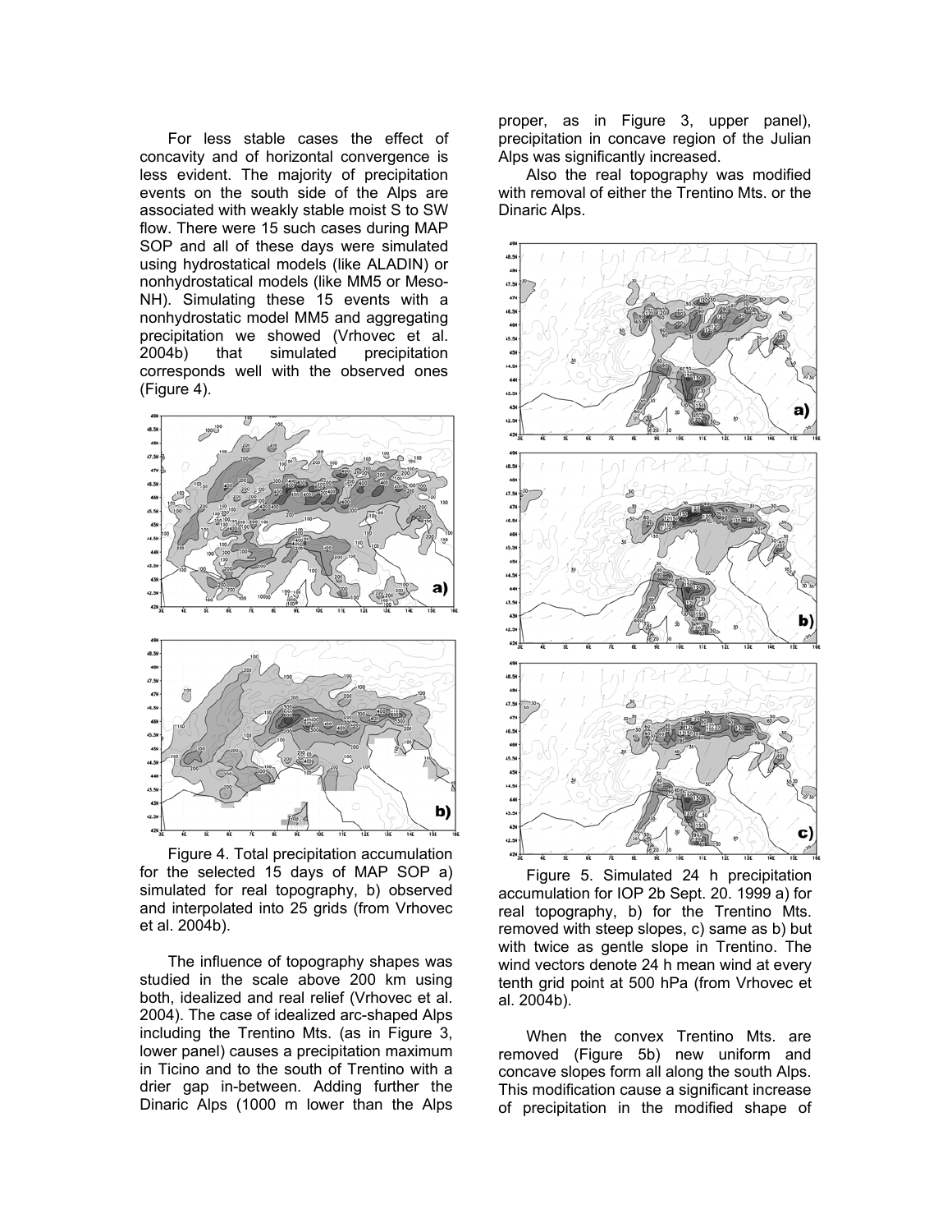For less stable cases the effect of concavity and of horizontal convergence is less evident. The majority of precipitation events on the south side of the Alps are associated with weakly stable moist S to SW flow. There were 15 such cases during MAP SOP and all of these days were simulated using hydrostatical models (like ALADIN) or nonhydrostatical models (like MM5 or Meso-NH). Simulating these 15 events with a nonhydrostatic model MM5 and aggregating precipitation we showed (Vrhovec et al. 2004b) that simulated precipitation corresponds well with the observed ones (Figure 4).

Figure 4. Total precipitation accumulation for the selected 15 days of MAP SOP a) simulated for real topography, b) observed and interpolated into 25 grids (from Vrhovec et al. 2004b).

The influence of topography shapes was studied in the scale above 200 km using both, idealized and real relief (Vrhovec et al. 2004). The case of idealized arc-shaped Alps including the Trentino Mts. (as in Figure 3, lower panel) causes a precipitation maximum in Ticino and to the south of Trentino with a drier gap in-between. Adding further the Dinaric Alps (1000 m lower than the Alps proper, as in Figure 3, upper panel), precipitation in concave region of the Julian Alps was significantly increased.

Also the real topography was modified with removal of either the Trentino Mts. or the Dinaric Alps.

Figure 5. Simulated 24 h precipitation accumulation for IOP 2b Sept. 20. 1999 a) for real topography, b) for the Trentino Mts. removed with steep slopes, c) same as b) but with twice as gentle slope in Trentino. The wind vectors denote 24 h mean wind at every tenth grid point at 500 hPa (from Vrhovec et al. 2004b).

When the convex Trentino Mts. are removed (Figure 5b) new uniform and concave slopes form all along the south Alps. This modification cause a significant increase of precipitation in the modified shape of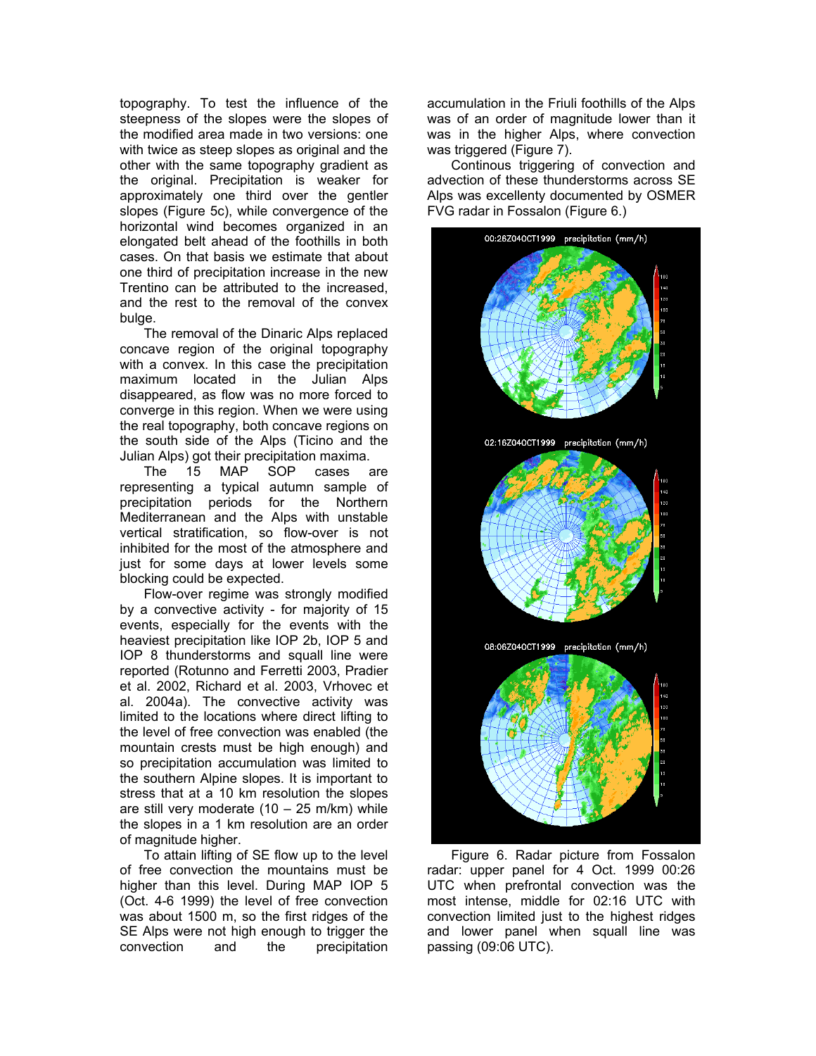topography. To test the influence of the steepness of the slopes were the slopes of the modified area made in two versions: one with twice as steep slopes as original and the other with the same topography gradient as the original. Precipitation is weaker for approximately one third over the gentler slopes (Figure 5c), while convergence of the horizontal wind becomes organized in an elongated belt ahead of the foothills in both cases. On that basis we estimate that about one third of precipitation increase in the new Trentino can be attributed to the increased, and the rest to the removal of the convex bulge.

The removal of the Dinaric Alps replaced concave region of the original topography with a convex. In this case the precipitation maximum located in the Julian Alps disappeared, as flow was no more forced to converge in this region. When we were using the real topography, both concave regions on the south side of the Alps (Ticino and the Julian Alps) got their precipitation maxima.

The 15 MAP SOP cases are representing a typical autumn sample of precipitation periods for the Northern Mediterranean and the Alps with unstable vertical stratification, so flow-over is not inhibited for the most of the atmosphere and just for some days at lower levels some blocking could be expected.

Flow-over regime was strongly modified by a convective activity - for majority of 15 events, especially for the events with the heaviest precipitation like IOP 2b, IOP 5 and IOP 8 thunderstorms and squall line were reported (Rotunno and Ferretti 2003, Pradier et al. 2002, Richard et al. 2003, Vrhovec et al. 2004a). The convective activity was limited to the locations where direct lifting to the level of free convection was enabled (the mountain crests must be high enough) and so precipitation accumulation was limited to the southern Alpine slopes. It is important to stress that at a 10 km resolution the slopes are still very moderate (10 – 25 m/km) while the slopes in a 1 km resolution are an order of magnitude higher.

To attain lifting of SE flow up to the level of free convection the mountains must be higher than this level. During MAP IOP 5 (Oct. 4-6 1999) the level of free convection was about 1500 m, so the first ridges of the SE Alps were not high enough to trigger the convection and the precipitation accumulation in the Friuli foothills of the Alps was of an order of magnitude lower than it was in the higher Alps, where convection was triggered (Figure 7).

Continous triggering of convection and advection of these thunderstorms across SE Alps was excellenty documented by OSMER FVG radar in Fossalon (Figure 6.)

Figure 6. Radar picture from Fossalon radar: upper panel for 4 Oct. 1999 00:26 UTC when prefrontal convection was the most intense, middle for 02:16 UTC with convection limited just to the highest ridges and lower panel when squall line was passing (09:06 UTC).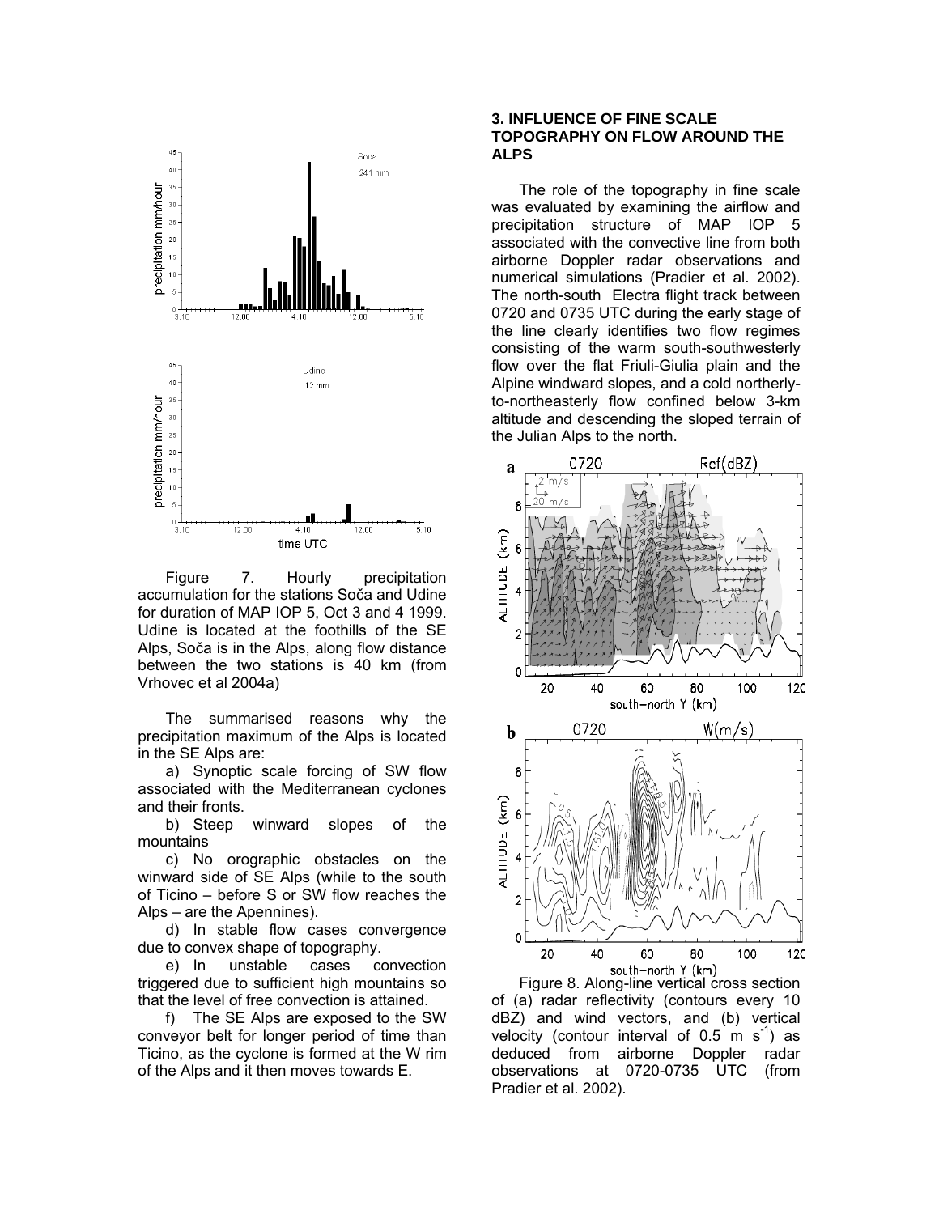Figure 7. Hourly precipitation accumulation for the stations Soča and Udine for duration of MAP IOP 5, Oct 3 and 4 1999. Udine is located at the foothills of the SE Alps, Soča is in the Alps, along flow distance between the two stations is 40 km (from Vrhovec et al 2004a)

The summarised reasons why the precipitation maximum of the Alps is located in the SE Alps are:

a) Synoptic scale forcing of SW flow associated with the Mediterranean cyclones and their fronts.

b) Steep winward slopes of the mountains

c) No orographic obstacles on the winward side of SE Alps (while to the south of Ticino – before S or SW flow reaches the Alps – are the Apennines).

d) In stable flow cases convergence due to convex shape of topography.

e) In unstable cases convection triggered due to sufficient high mountains so that the level of free convection is attained.

f) The SE Alps are exposed to the SW conveyor belt for longer period of time than Ticino, as the cyclone is formed at the W rim of the Alps and it then moves towards E.

## 3. INFLUENCE OF FINE SCALE TOPOGRAPHY ON FLOW AROUND THE ALPS

The role of the topography in fine scale was evaluated by examining the airflow and precipitation structure of MAP IOP 5 associated with the convective line from both airborne Doppler radar observations and numerical simulations (Pradier et al. 2002). The north-south Electra flight track between 0720 and 0735 UTC during the early stage of the line clearly identifies two flow regimes consisting of the warm south-southwesterly flow over the flat Friuli-Giulia plain and the Alpine windward slopes, and a cold northerly-to-northeasterly flow confined below 3-km altitude and descending the sloped terrain of the Julian Alps to the north.

Figure 8. Along-line vertical cross section of (a) radar reflectivity (contours every 10 dBZ) and wind vectors, and (b) vertical velocity (contour interval of 0.5 m $s^{-1}$) as deduced from airborne Doppler radar observations at 0720-0735 UTC (from Pradier et al. 2002).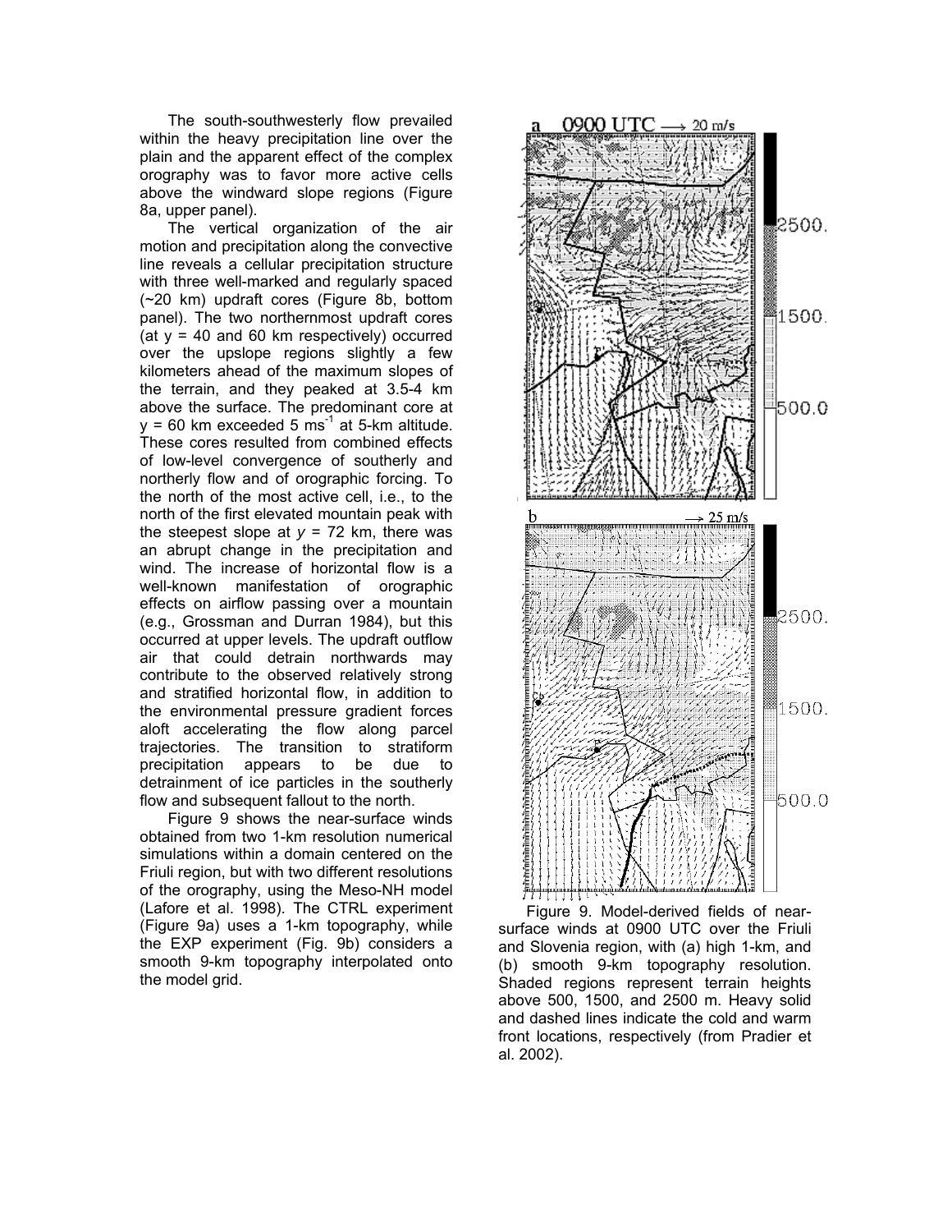The south-southwesterly flow prevailed within the heavy precipitation line over the plain and the apparent effect of the complex orography was to favor more active cells above the windward slope regions (Figure 8a, upper panel).

The vertical organization of the air motion and precipitation along the convective line reveals a cellular precipitation structure with three well-marked and regularly spaced (~20 km) updraft cores (Figure 8b, bottom panel). The two northernmost updraft cores (at y = 40 and 60 km respectively) occurred over the upslope regions slightly a few kilometers ahead of the maximum slopes of the terrain, and they peaked at 3.5-4 km above the surface. The predominant core at y = 60 km exceeded 5 $ms^{-1}$ at 5-km altitude. These cores resulted from combined effects of low-level convergence of southerly and northerly flow and of orographic forcing. To the north of the most active cell, i.e., to the north of the first elevated mountain peak with the steepest slope at $y$ = 72 km, there was an abrupt change in the precipitation and wind. The increase of horizontal flow is a well-known manifestation of orographic effects on airflow passing over a mountain (e.g., Grossman and Durran 1984), but this occurred at upper levels. The updraft outflow air that could detrain northwards may contribute to the observed relatively strong and stratified horizontal flow, in addition to the environmental pressure gradient forces aloft accelerating the flow along parcel trajectories. The transition to stratiform precipitation appears to be due to detrainment of ice particles in the southerly flow and subsequent fallout to the north.

Figure 9 shows the near-surface winds obtained from two 1-km resolution numerical simulations within a domain centered on the Friuli region, but with two different resolutions of the orography, using the Meso-NH model (Lafore et al. 1998). The CTRL experiment (Figure 9a) uses a 1-km topography, while the EXP experiment (Fig. 9b) considers a smooth 9-km topography interpolated onto the model grid.

Figure 9. Model-derived fields of near-surface winds at 0900 UTC over the Friuli and Slovenia region, with (a) high 1-km, and (b) smooth 9-km topography resolution. Shaded regions represent terrain heights above 500, 1500, and 2500 m. Heavy solid and dashed lines indicate the cold and warm front locations, respectively (from Pradier et al. 2002).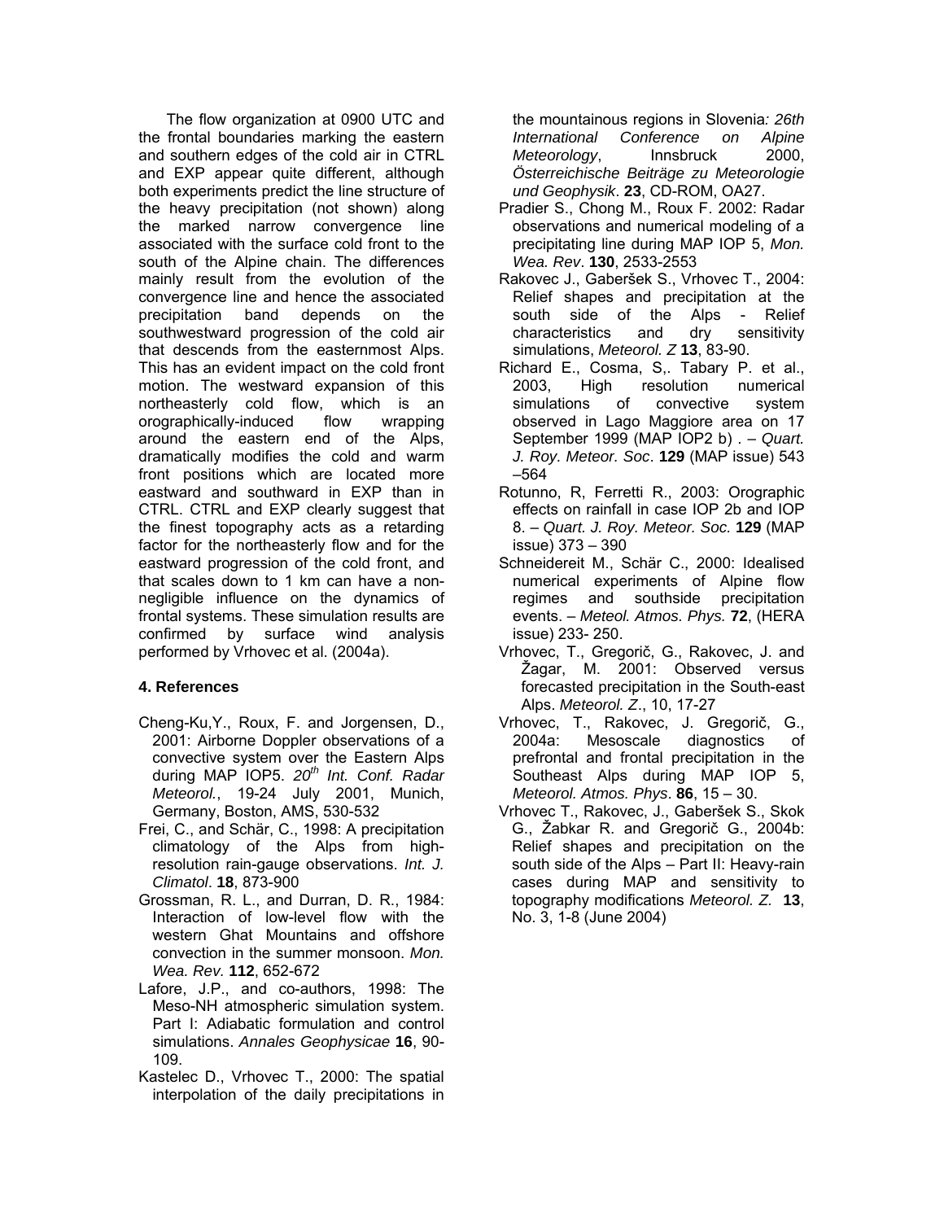The flow organization at 0900 UTC and the frontal boundaries marking the eastern and southern edges of the cold air in CTRL and EXP appear quite different, although both experiments predict the line structure of the heavy precipitation (not shown) along the marked narrow convergence line associated with the surface cold front to the south of the Alpine chain. The differences mainly result from the evolution of the convergence line and hence the associated precipitation band depends on the southwestward progression of the cold air that descends from the easternmost Alps. This has an evident impact on the cold front motion. The westward expansion of this northeasterly cold flow, which is an orographically-induced flow wrapping around the eastern end of the Alps, dramatically modifies the cold and warm front positions which are located more eastward and southward in EXP than in CTRL. CTRL and EXP clearly suggest that the finest topography acts as a retarding factor for the northeasterly flow and for the eastward progression of the cold front, and that scales down to 1 km can have a non-negligible influence on the dynamics of frontal systems. These simulation results are confirmed by surface wind analysis performed by Vrhovec et al. (2004a).

**4. References**

Cheng-Ku,Y., Roux, F. and Jorgensen, D., 2001: Airborne Doppler observations of a convective system over the Eastern Alps during MAP IOP5. *20th Int. Conf. Radar Meteorol.*, 19-24 July 2001, Munich, Germany, Boston, AMS, 530-532

Frei, C., and Schär, C., 1998: A precipitation climatology of the Alps from high-resolution rain-gauge observations. *Int. J. Climatol*. **18**, 873-900

Grossman, R. L., and Durran, D. R., 1984: Interaction of low-level flow with the western Ghat Mountains and offshore convection in the summer monsoon. *Mon. Wea. Rev.* **112**, 652-672

Lafore, J.P., and co-authors, 1998: The Meso-NH atmospheric simulation system. Part I: Adiabatic formulation and control simulations. *Annales Geophysicae* **16**, 90-109.

Kastelec D., Vrhovec T., 2000: The spatial interpolation of the daily precipitations in the mountainous regions in Slovenia*: 26th International Conference on Alpine Meteorology*, Innsbruck 2000, *Österreichische Beiträge zu Meteorologie und Geophysik*. **23**, CD-ROM, OA27.

Pradier S., Chong M., Roux F. 2002: Radar observations and numerical modeling of a precipitating line during MAP IOP 5, *Mon. Wea. Rev*. **130**, 2533-2553

Rakovec J., Gaberšek S., Vrhovec T., 2004: Relief shapes and precipitation at the south side of the Alps - Relief characteristics and dry sensitivity simulations, *Meteorol. Z* **13**, 83-90.

Richard E., Cosma, S,. Tabary P. et al., 2003, High resolution numerical simulations of convective system observed in Lago Maggiore area on 17 September 1999 (MAP IOP2 b) . – *Quart. J. Roy. Meteor. Soc*. **129** (MAP issue) 543 –564

Rotunno, R, Ferretti R., 2003: Orographic effects on rainfall in case IOP 2b and IOP 8. – *Quart. J. Roy. Meteor. Soc.* **129** (MAP issue) 373 – 390

Schneidereit M., Schär C., 2000: Idealised numerical experiments of Alpine flow regimes and southside precipitation events. – *Meteol. Atmos. Phys.* **72**, (HERA issue) 233- 250.

Vrhovec, T., Gregorič, G., Rakovec, J. and Žagar, M. 2001: Observed versus forecasted precipitation in the South-east Alps. *Meteorol. Z*., 10, 17-27

Vrhovec, T., Rakovec, J. Gregorič, G., 2004a: Mesoscale diagnostics of prefrontal and frontal precipitation in the Southeast Alps during MAP IOP 5, *Meteorol. Atmos. Phys*. **86**, 15 – 30.

Vrhovec T., Rakovec, J., Gaberšek S., Skok G., Žabkar R. and Gregorič G., 2004b: Relief shapes and precipitation on the south side of the Alps – Part II: Heavy-rain cases during MAP and sensitivity to topography modifications *Meteorol. Z.* **13**, No. 3, 1-8 (June 2004)